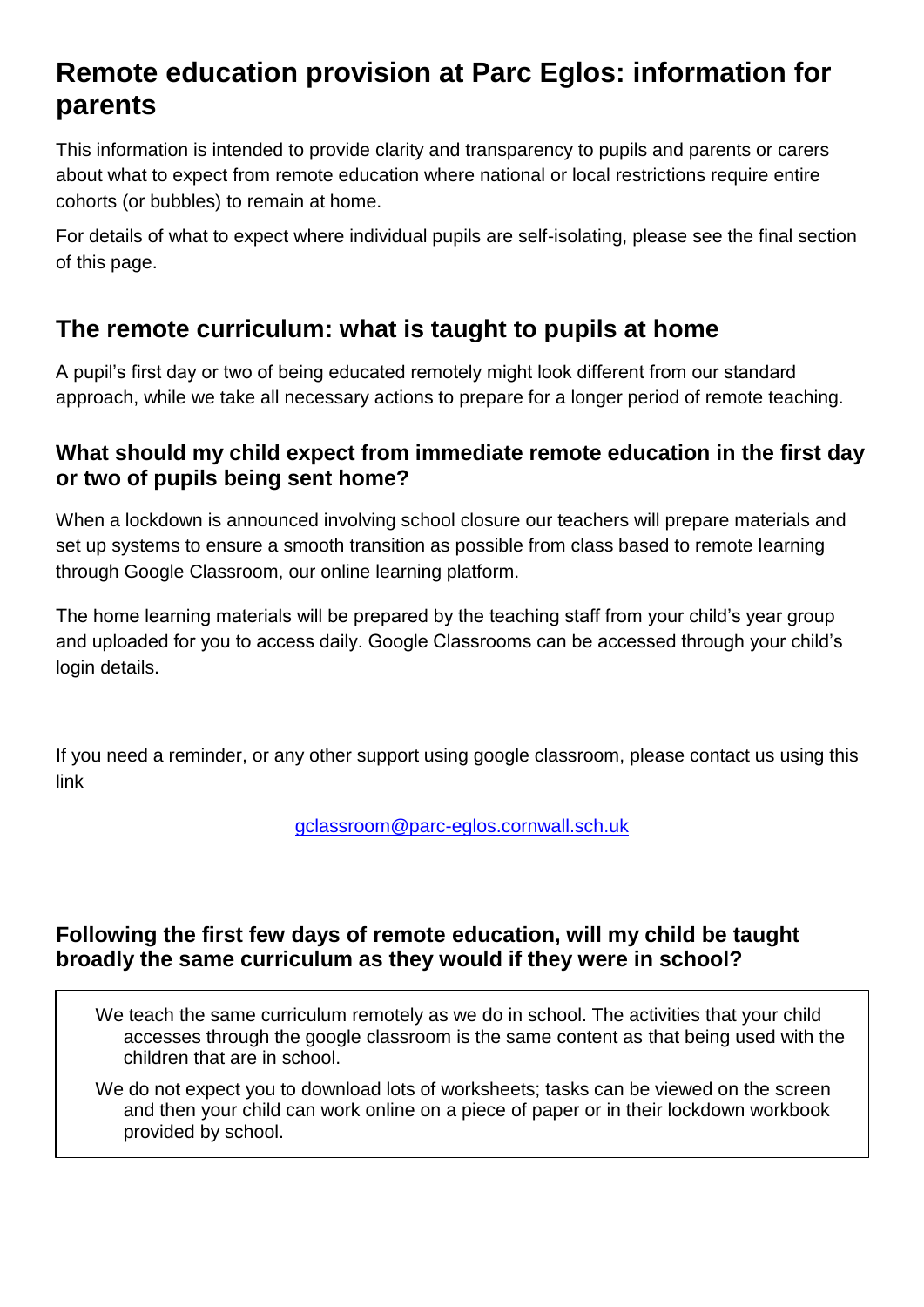# Remote education provision at Parc Eglos: information for parents

This information is intended to provide clarity and transparency to pupils and parents or carers about what to expect from remote education where national or local restrictions require entire cohorts (or bubbles) to remain at home.

For details of what to expect where individual pupils are self-isolating, please see the final section of this page.

## The remote curriculum: what is taught to pupils at home

A pupil's first day or two of being educated remotely might look different from our standard approach, while we take all necessary actions to prepare for a longer period of remote teaching.

### What should my child expect from immediate remote education in the first day or two of pupils being sent home?

When a lockdown is announced involving school closure our teachers will prepare materials and set up systems to ensure a smooth transition as possible from class based to remote learning through Google Classroom, our online learning platform.

The home learning materials will be prepared by the teaching staff from your child's year group and uploaded for you to access daily. Google Classrooms can be accessed through your child's login details.

If you need a reminder, or any other support using google classroom, please contact us using this link

gclassroom@parc-eglos.cornwall.sch.uk

### Following the first few days of remote education, will my child be taught broadly the same curriculum as they would if they were in school?

We teach the same curriculum remotely as we do in school. The activities that your child accesses through the google classroom is the same content as that being used with the children that are in school.

We do not expect you to download lots of worksheets; tasks can be viewed on the screen and then your child can work online on a piece of paper or in their lockdown workbook provided by school.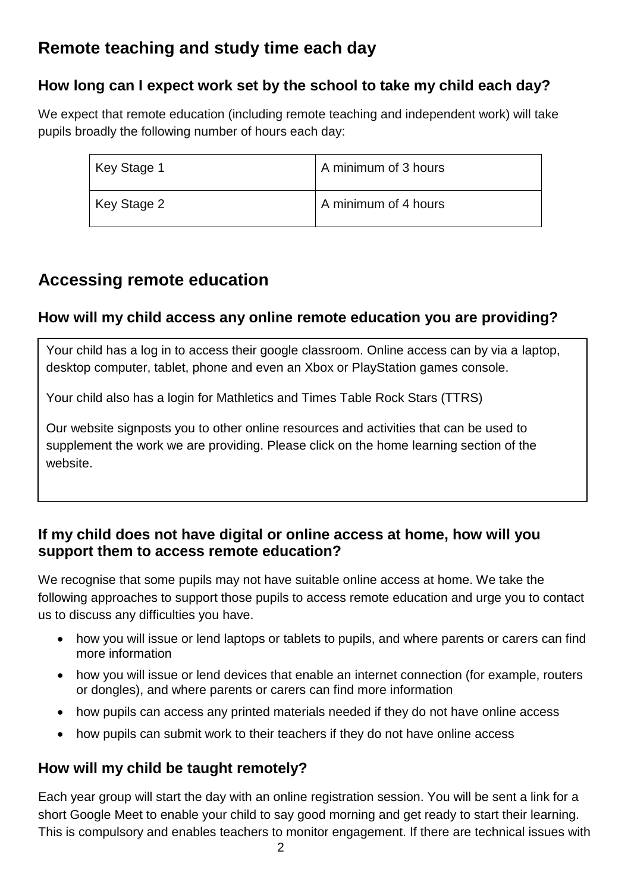## Remote teaching and study time each day

### How long can I expect work set by the school to take my child each day?

We expect that remote education (including remote teaching and independent work) will take pupils broadly the following number of hours each day:

| Key Stage 1 | A minimum of 3 hours |
|---|---|
| Key Stage 2 | A minimum of 4 hours |

## Accessing remote education

### How will my child access any online remote education you are providing?

Your child has a log in to access their google classroom. Online access can by via a laptop, desktop computer, tablet, phone and even an Xbox or PlayStation games console.

Your child also has a login for Mathletics and Times Table Rock Stars (TTRS)

Our website signposts you to other online resources and activities that can be used to supplement the work we are providing. Please click on the home learning section of the website.

### If my child does not have digital or online access at home, how will you support them to access remote education?

We recognise that some pupils may not have suitable online access at home. We take the following approaches to support those pupils to access remote education and urge you to contact us to discuss any difficulties you have.

- how you will issue or lend laptops or tablets to pupils, and where parents or carers can find more information
- how you will issue or lend devices that enable an internet connection (for example, routers or dongles), and where parents or carers can find more information
- how pupils can access any printed materials needed if they do not have online access
- how pupils can submit work to their teachers if they do not have online access

### How will my child be taught remotely?

Each year group will start the day with an online registration session. You will be sent a link for a short Google Meet to enable your child to say good morning and get ready to start their learning. This is compulsory and enables teachers to monitor engagement. If there are technical issues with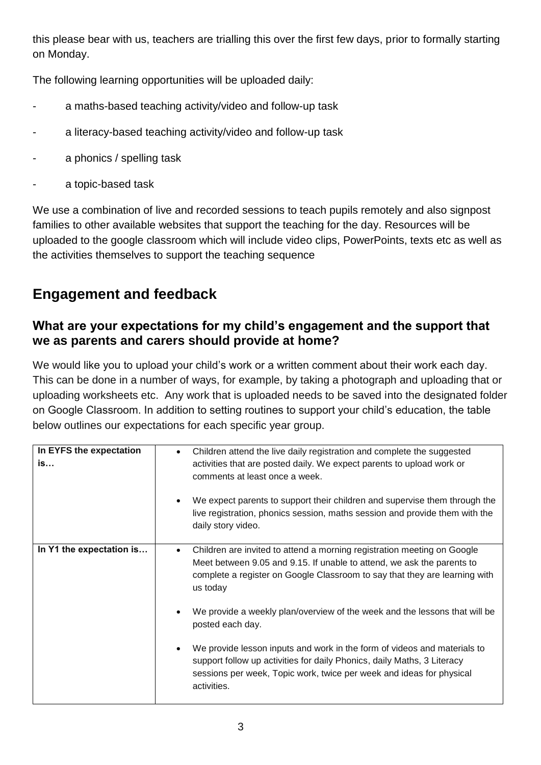this please bear with us, teachers are trialling this over the first few days, prior to formally starting on Monday.

The following learning opportunities will be uploaded daily:

- a maths-based teaching activity/video and follow-up task
- a literacy-based teaching activity/video and follow-up task
- a phonics / spelling task
- a topic-based task

We use a combination of live and recorded sessions to teach pupils remotely and also signpost families to other available websites that support the teaching for the day. Resources will be uploaded to the google classroom which will include video clips, PowerPoints, texts etc as well as the activities themselves to support the teaching sequence

## Engagement and feedback

### What are your expectations for my child's engagement and the support that we as parents and carers should provide at home?

We would like you to upload your child's work or a written comment about their work each day. This can be done in a number of ways, for example, by taking a photograph and uploading that or uploading worksheets etc. Any work that is uploaded needs to be saved into the designated folder on Google Classroom. In addition to setting routines to support your child's education, the table below outlines our expectations for each specific year group.

| | |
|---|---|
| **In EYFS the expectation is…** | • Children attend the live daily registration and complete the suggested activities that are posted daily. We expect parents to upload work or comments at least once a week.<br><br>• We expect parents to support their children and supervise them through the live registration, phonics session, maths session and provide them with the daily story video. |
| **In Y1 the expectation is…** | • Children are invited to attend a morning registration meeting on Google Meet between 9.05 and 9.15. If unable to attend, we ask the parents to complete a register on Google Classroom to say that they are learning with us today<br><br>• We provide a weekly plan/overview of the week and the lessons that will be posted each day.<br><br>• We provide lesson inputs and work in the form of videos and materials to support follow up activities for daily Phonics, daily Maths, 3 Literacy sessions per week, Topic work, twice per week and ideas for physical activities. |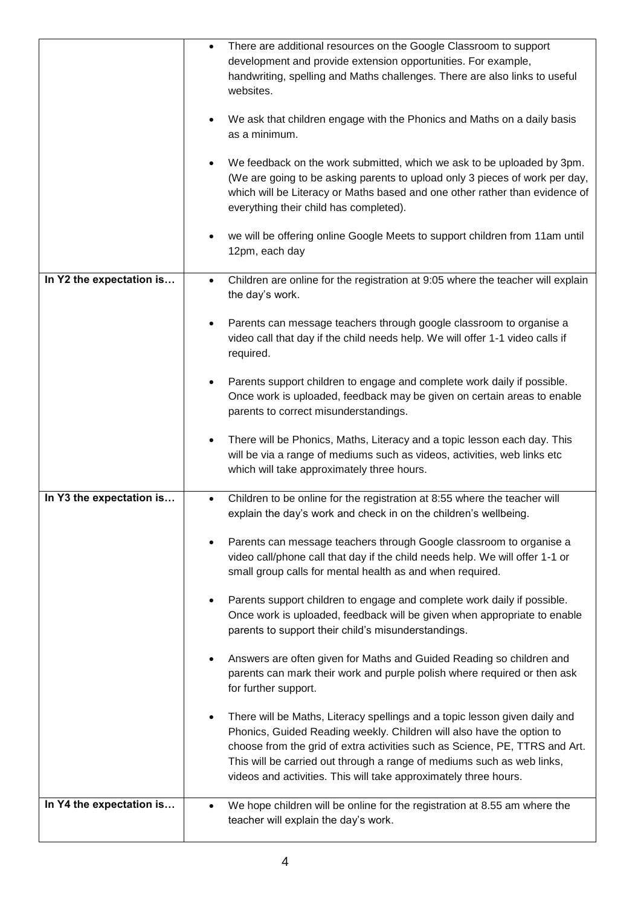| | |
|---|---|
| | • There are additional resources on the Google Classroom to support development and provide extension opportunities. For example, handwriting, spelling and Maths challenges. There are also links to useful websites.<br><br>• We ask that children engage with the Phonics and Maths on a daily basis as a minimum.<br><br>• We feedback on the work submitted, which we ask to be uploaded by 3pm. (We are going to be asking parents to upload only 3 pieces of work per day, which will be Literacy or Maths based and one other rather than evidence of everything their child has completed).<br><br>• we will be offering online Google Meets to support children from 11am until 12pm, each day |
| **In Y2 the expectation is…** | • Children are online for the registration at 9:05 where the teacher will explain the day's work.<br><br>• Parents can message teachers through google classroom to organise a video call that day if the child needs help. We will offer 1-1 video calls if required.<br><br>• Parents support children to engage and complete work daily if possible. Once work is uploaded, feedback may be given on certain areas to enable parents to correct misunderstandings.<br><br>• There will be Phonics, Maths, Literacy and a topic lesson each day. This will be via a range of mediums such as videos, activities, web links etc which will take approximately three hours. |
| **In Y3 the expectation is…** | • Children to be online for the registration at 8:55 where the teacher will explain the day's work and check in on the children's wellbeing.<br><br>• Parents can message teachers through Google classroom to organise a video call/phone call that day if the child needs help. We will offer 1-1 or small group calls for mental health as and when required.<br><br>• Parents support children to engage and complete work daily if possible. Once work is uploaded, feedback will be given when appropriate to enable parents to support their child's misunderstandings.<br><br>• Answers are often given for Maths and Guided Reading so children and parents can mark their work and purple polish where required or then ask for further support.<br><br>• There will be Maths, Literacy spellings and a topic lesson given daily and Phonics, Guided Reading weekly. Children will also have the option to choose from the grid of extra activities such as Science, PE, TTRS and Art. This will be carried out through a range of mediums such as web links, videos and activities. This will take approximately three hours. |
| **In Y4 the expectation is…** | • We hope children will be online for the registration at 8.55 am where the teacher will explain the day's work. |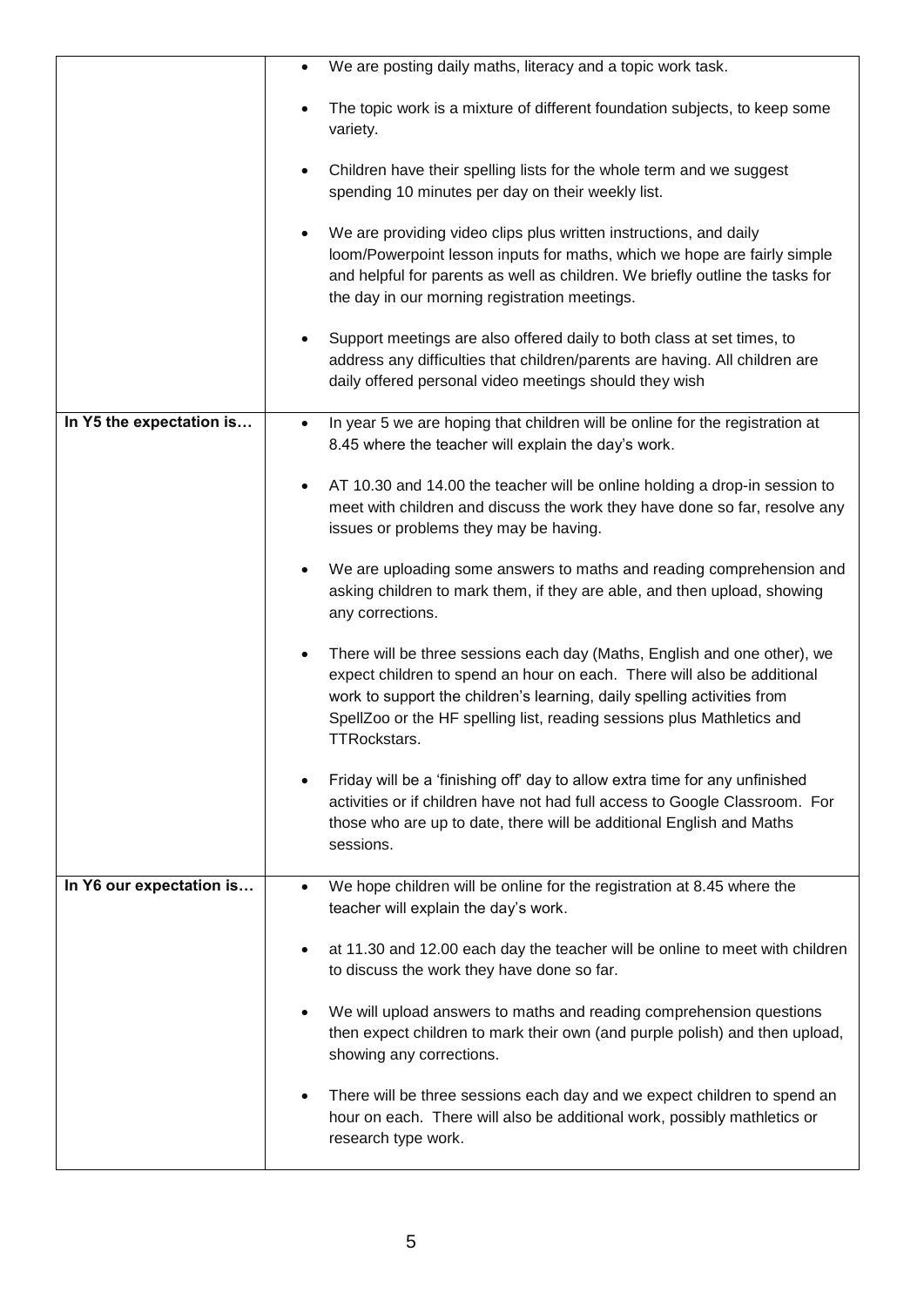| | |
|---|---|
| | • We are posting daily maths, literacy and a topic work task.<br><br>• The topic work is a mixture of different foundation subjects, to keep some variety.<br><br>• Children have their spelling lists for the whole term and we suggest spending 10 minutes per day on their weekly list.<br><br>• We are providing video clips plus written instructions, and daily loom/Powerpoint lesson inputs for maths, which we hope are fairly simple and helpful for parents as well as children. We briefly outline the tasks for the day in our morning registration meetings.<br><br>• Support meetings are also offered daily to both class at set times, to address any difficulties that children/parents are having. All children are daily offered personal video meetings should they wish |
| **In Y5 the expectation is…** | • In year 5 we are hoping that children will be online for the registration at 8.45 where the teacher will explain the day's work.<br><br>• AT 10.30 and 14.00 the teacher will be online holding a drop-in session to meet with children and discuss the work they have done so far, resolve any issues or problems they may be having.<br><br>• We are uploading some answers to maths and reading comprehension and asking children to mark them, if they are able, and then upload, showing any corrections.<br><br>• There will be three sessions each day (Maths, English and one other), we expect children to spend an hour on each. There will also be additional work to support the children's learning, daily spelling activities from SpellZoo or the HF spelling list, reading sessions plus Mathletics and TTRockstars.<br><br>• Friday will be a 'finishing off' day to allow extra time for any unfinished activities or if children have not had full access to Google Classroom. For those who are up to date, there will be additional English and Maths sessions. |
| **In Y6 our expectation is…** | • We hope children will be online for the registration at 8.45 where the teacher will explain the day's work.<br><br>• at 11.30 and 12.00 each day the teacher will be online to meet with children to discuss the work they have done so far.<br><br>• We will upload answers to maths and reading comprehension questions then expect children to mark their own (and purple polish) and then upload, showing any corrections.<br><br>• There will be three sessions each day and we expect children to spend an hour on each. There will also be additional work, possibly mathletics or research type work. |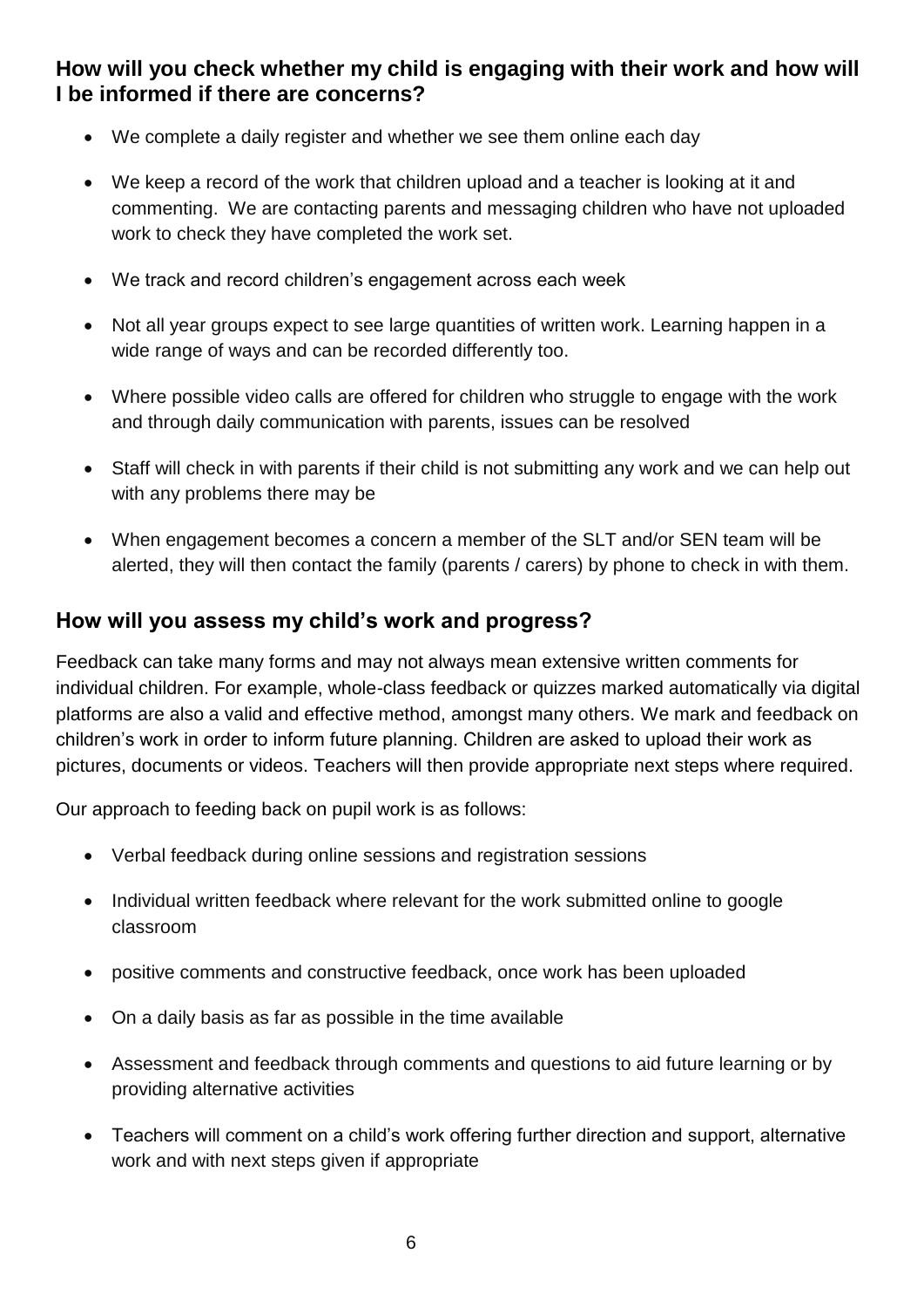### How will you check whether my child is engaging with their work and how will I be informed if there are concerns?

- We complete a daily register and whether we see them online each day
- We keep a record of the work that children upload and a teacher is looking at it and commenting. We are contacting parents and messaging children who have not uploaded work to check they have completed the work set.
- We track and record children's engagement across each week
- Not all year groups expect to see large quantities of written work. Learning happen in a wide range of ways and can be recorded differently too.
- Where possible video calls are offered for children who struggle to engage with the work and through daily communication with parents, issues can be resolved
- Staff will check in with parents if their child is not submitting any work and we can help out with any problems there may be
- When engagement becomes a concern a member of the SLT and/or SEN team will be alerted, they will then contact the family (parents / carers) by phone to check in with them.

## How will you assess my child's work and progress?

Feedback can take many forms and may not always mean extensive written comments for individual children. For example, whole-class feedback or quizzes marked automatically via digital platforms are also a valid and effective method, amongst many others. We mark and feedback on children's work in order to inform future planning. Children are asked to upload their work as pictures, documents or videos. Teachers will then provide appropriate next steps where required.

Our approach to feeding back on pupil work is as follows:

- Verbal feedback during online sessions and registration sessions
- Individual written feedback where relevant for the work submitted online to google classroom
- positive comments and constructive feedback, once work has been uploaded
- On a daily basis as far as possible in the time available
- Assessment and feedback through comments and questions to aid future learning or by providing alternative activities
- Teachers will comment on a child's work offering further direction and support, alternative work and with next steps given if appropriate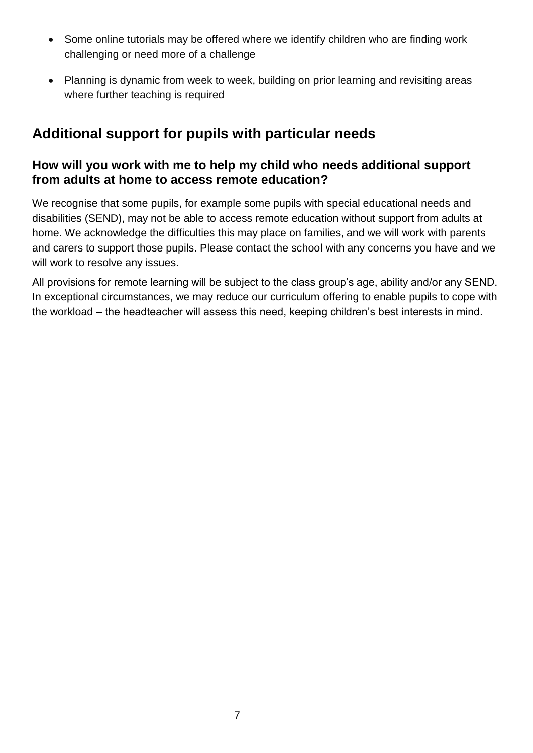- Some online tutorials may be offered where we identify children who are finding work challenging or need more of a challenge
- Planning is dynamic from week to week, building on prior learning and revisiting areas where further teaching is required

## Additional support for pupils with particular needs

### How will you work with me to help my child who needs additional support from adults at home to access remote education?

We recognise that some pupils, for example some pupils with special educational needs and disabilities (SEND), may not be able to access remote education without support from adults at home. We acknowledge the difficulties this may place on families, and we will work with parents and carers to support those pupils. Please contact the school with any concerns you have and we will work to resolve any issues.

All provisions for remote learning will be subject to the class group's age, ability and/or any SEND. In exceptional circumstances, we may reduce our curriculum offering to enable pupils to cope with the workload – the headteacher will assess this need, keeping children's best interests in mind.